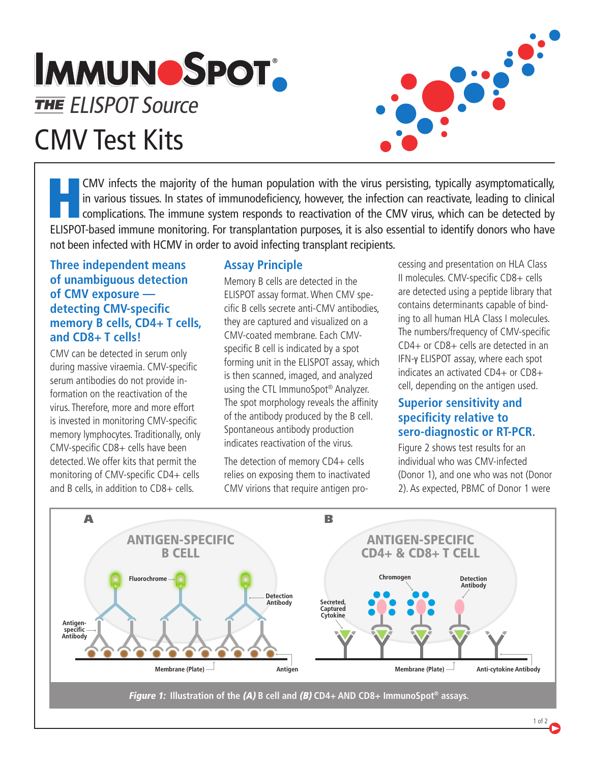# IMMUNOSPOT®

*THE ELISPOT Source*

# CMV Test Kits

HCMV infects the majority of the human population with the virus persisting, typically asymptomatically, in various tissues. In states of immunodeficiency, however, the infection can reactivate, leading to clinical complications. The immune system responds to reactivation of the CMV virus, which can be detected by ELISPOT-based immune monitoring. For transplantation purposes, it is also essential to identify donors who have not been infected with HCMV in order to avoid infecting transplant recipients.

## Three independent means of unambiguous detection of CMV exposure — detecting CMV-specific memory B cells, CD4+ T cells, and CD8+ T cells!

CMV can be detected in serum only during massive viraemia. CMV-specific serum antibodies do not provide information on the reactivation of the virus. Therefore, more and more effort is invested in monitoring CMV-specific memory lymphocytes. Traditionally, only CMV-specific CD8+ cells have been detected. We offer kits that permit the monitoring of CMV-specific CD4+ cells and B cells, in addition to CD8+ cells.

## Assay Principle

Memory B cells are detected in the ELISPOT assay format. When CMV specific B cells secrete anti-CMV antibodies, they are captured and visualized on a CMV-coated membrane. Each CMV-specific B cell is indicated by a spot forming unit in the ELISPOT assay, which is then scanned, imaged, and analyzed using the CTL ImmunoSpot® Analyzer. The spot morphology reveals the affinity of the antibody produced by the B cell. Spontaneous antibody production indicates reactivation of the virus.

The detection of memory CD4+ cells relies on exposing them to inactivated CMV virions that require antigen processing and presentation on HLA Class II molecules. CMV-specific CD8+ cells are detected using a peptide library that contains determinants capable of binding to all human HLA Class I molecules. The numbers/frequency of CMV-specific CD4+ or CD8+ cells are detected in an IFN-γ ELISPOT assay, where each spot indicates an activated CD4+ or CD8+ cell, depending on the antigen used.

## Superior sensitivity and specificity relative to sero-diagnostic or RT-PCR.

Figure 2 shows test results for an individual who was CMV-infected (Donor 1), and one who was not (Donor 2). As expected, PBMC of Donor 1 were

**A** ANTIGEN-SPECIFIC B CELL — Fluorochrome; Detection Antibody; Antigen-specific Antibody; Membrane (Plate); Antigen

**B** ANTIGEN-SPECIFIC CD4+ & CD8+ T CELL — Chromogen; Detection Antibody; Secreted, Captured Cytokine; Membrane (Plate); Anti-cytokine Antibody

***Figure 1:*** **Illustration of the *(A)* B cell and *(B)* CD4+ AND CD8+ ImmunoSpot® assays.**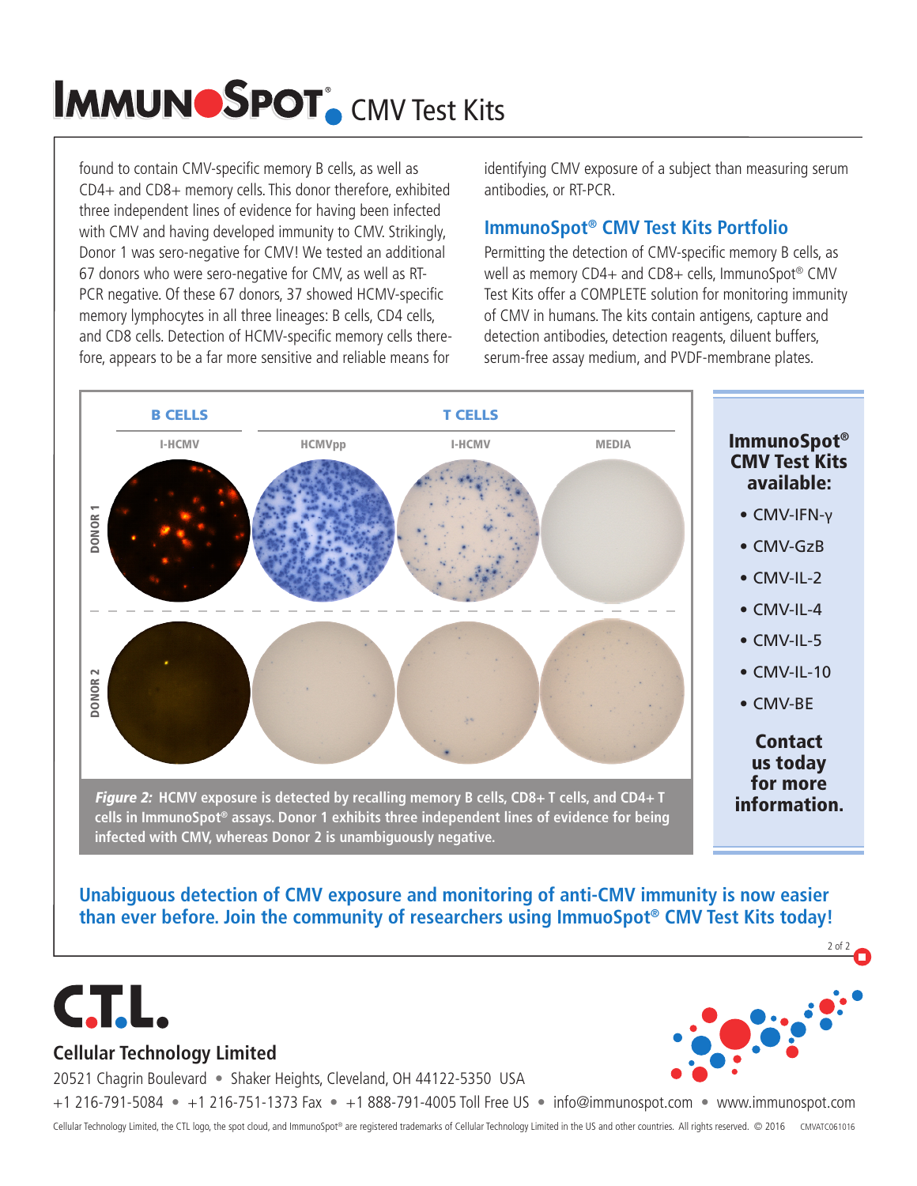# IMMUNOSPOT® CMV Test Kits

found to contain CMV-specific memory B cells, as well as CD4+ and CD8+ memory cells. This donor therefore, exhibited three independent lines of evidence for having been infected with CMV and having developed immunity to CMV. Strikingly, Donor 1 was sero-negative for CMV! We tested an additional 67 donors who were sero-negative for CMV, as well as RT-PCR negative. Of these 67 donors, 37 showed HCMV-specific memory lymphocytes in all three lineages: B cells, CD4 cells, and CD8 cells. Detection of HCMV-specific memory cells therefore, appears to be a far more sensitive and reliable means for identifying CMV exposure of a subject than measuring serum antibodies, or RT-PCR.

## ImmunoSpot® CMV Test Kits Portfolio

Permitting the detection of CMV-specific memory B cells, as well as memory CD4+ and CD8+ cells, ImmunoSpot® CMV Test Kits offer a COMPLETE solution for monitoring immunity of CMV in humans. The kits contain antigens, capture and detection antibodies, detection reagents, diluent buffers, serum-free assay medium, and PVDF-membrane plates.

B CELLS
T CELLS
I-HCMV
HCMVpp
I-HCMV
MEDIA
DONOR 1
DONOR 2

***Figure 2:*** **HCMV exposure is detected by recalling memory B cells, CD8+ T cells, and CD4+ T cells in ImmunoSpot® assays. Donor 1 exhibits three independent lines of evidence for being infected with CMV, whereas Donor 2 is unambiguously negative.**

**ImmunoSpot® CMV Test Kits available:**

- CMV-IFN-γ
- CMV-GzB
- CMV-IL-2
- CMV-IL-4
- CMV-IL-5
- CMV-IL-10
- CMV-BE

**Contact us today for more information.**

**Unabiguous detection of CMV exposure and monitoring of anti-CMV immunity is now easier than ever before. Join the community of researchers using ImmuoSpot® CMV Test Kits today!**

**C.T.L.**

**Cellular Technology Limited**

20521 Chagrin Boulevard • Shaker Heights, OH 44122-5350 USA

+1 216-791-5084 • +1 216-751-1373 Fax • +1 888-791-4005 Toll Free US • info@immunospot.com • www.immunospot.com

Cellular Technology Limited, the CTL logo, the spot cloud, and ImmunoSpot® are registered trademarks of Cellular Technology Limited in the US and other countries. All rights reserved. © 2016 CMVATC061016